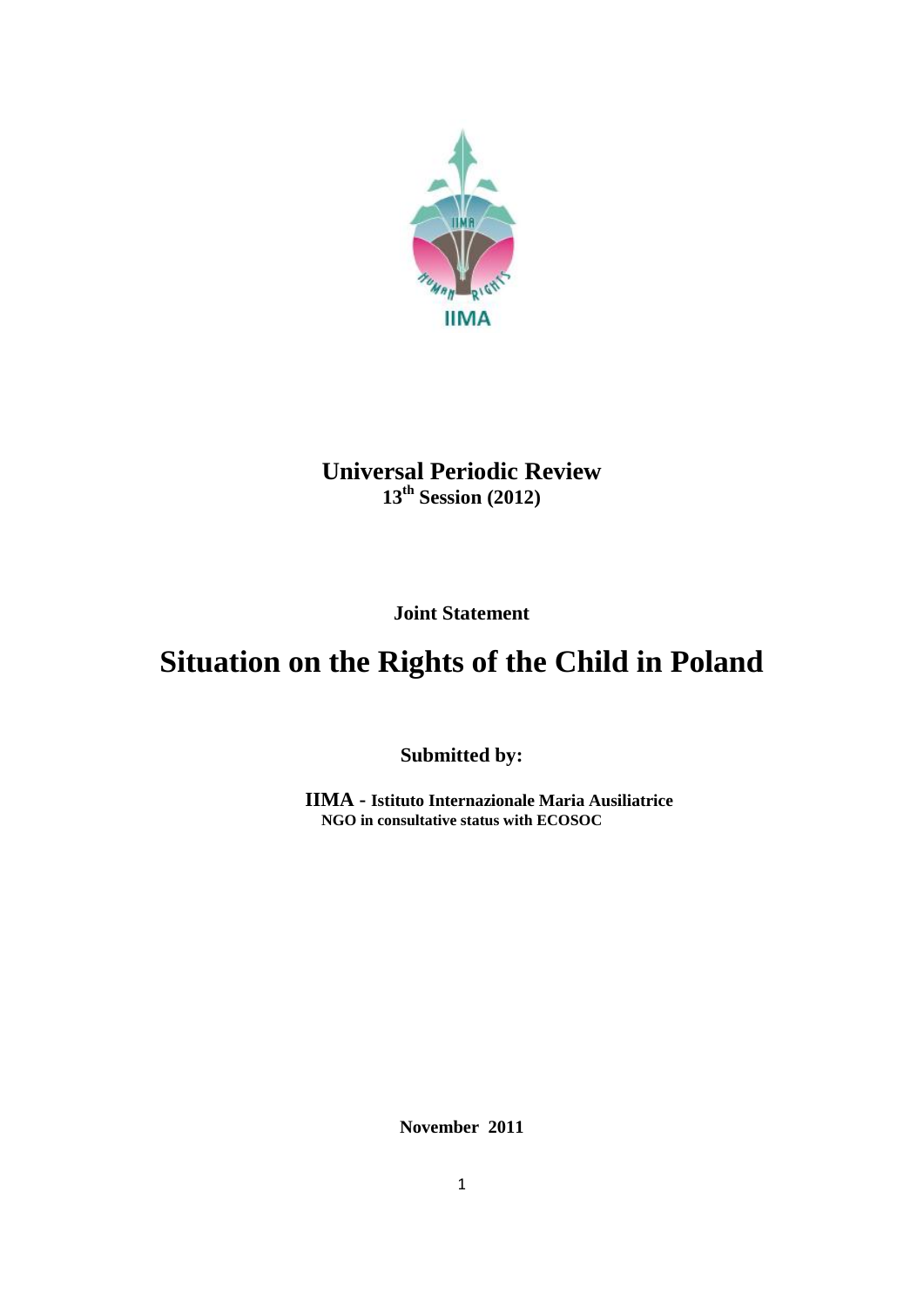**Universal Periodic Review**
**13th Session (2012)**

**Joint Statement**

# Situation on the Rights of the Child in Poland

**Submitted by:**

**IIMA - Istituto Internazionale Maria Ausiliatrice**
**NGO in consultative status with ECOSOC**

**November 2011**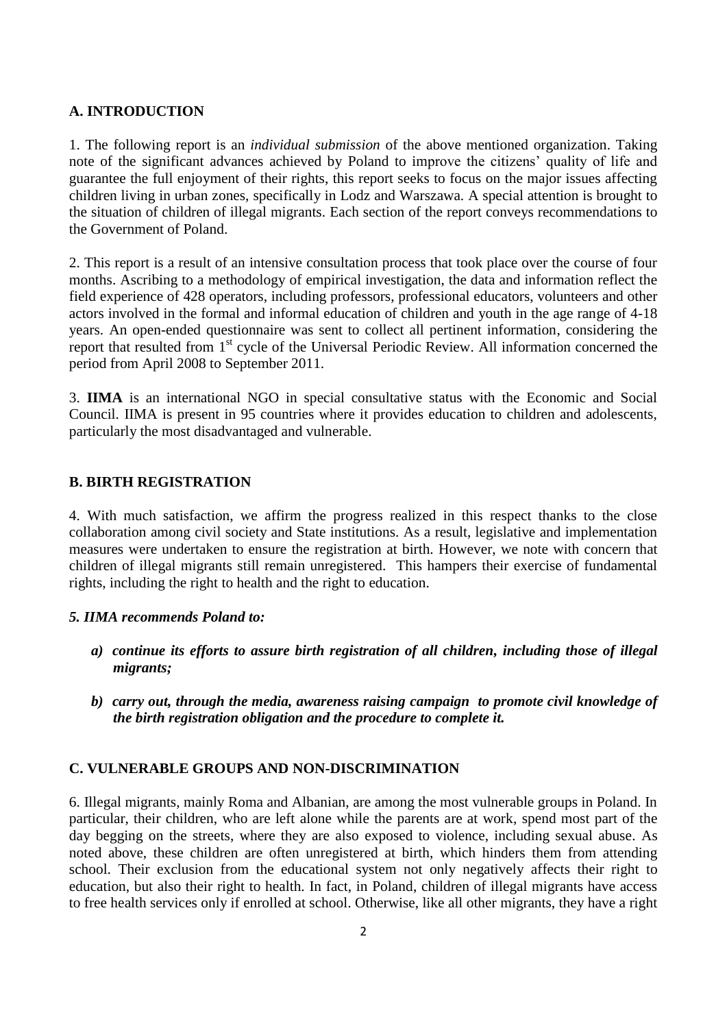## A. INTRODUCTION

1. The following report is an *individual submission* of the above mentioned organization. Taking note of the significant advances achieved by Poland to improve the citizens' quality of life and guarantee the full enjoyment of their rights, this report seeks to focus on the major issues affecting children living in urban zones, specifically in Lodz and Warszawa. A special attention is brought to the situation of children of illegal migrants. Each section of the report conveys recommendations to the Government of Poland.

2. This report is a result of an intensive consultation process that took place over the course of four months. Ascribing to a methodology of empirical investigation, the data and information reflect the field experience of 428 operators, including professors, professional educators, volunteers and other actors involved in the formal and informal education of children and youth in the age range of 4-18 years. An open-ended questionnaire was sent to collect all pertinent information, considering the report that resulted from 1st cycle of the Universal Periodic Review. All information concerned the period from April 2008 to September 2011.

3. **IIMA** is an international NGO in special consultative status with the Economic and Social Council. IIMA is present in 95 countries where it provides education to children and adolescents, particularly the most disadvantaged and vulnerable.

## B. BIRTH REGISTRATION

4. With much satisfaction, we affirm the progress realized in this respect thanks to the close collaboration among civil society and State institutions. As a result, legislative and implementation measures were undertaken to ensure the registration at birth. However, we note with concern that children of illegal migrants still remain unregistered. This hampers their exercise of fundamental rights, including the right to health and the right to education.

***5. IIMA recommends Poland to:***

- ***a) continue its efforts to assure birth registration of all children, including those of illegal migrants;***
- ***b) carry out, through the media, awareness raising campaign to promote civil knowledge of the birth registration obligation and the procedure to complete it.***

## C. VULNERABLE GROUPS AND NON-DISCRIMINATION

6. Illegal migrants, mainly Roma and Albanian, are among the most vulnerable groups in Poland. In particular, their children, who are left alone while the parents are at work, spend most part of the day begging on the streets, where they are also exposed to violence, including sexual abuse. As noted above, these children are often unregistered at birth, which hinders them from attending school. Their exclusion from the educational system not only negatively affects their right to education, but also their right to health. In fact, in Poland, children of illegal migrants have access to free health services only if enrolled at school. Otherwise, like all other migrants, they have a right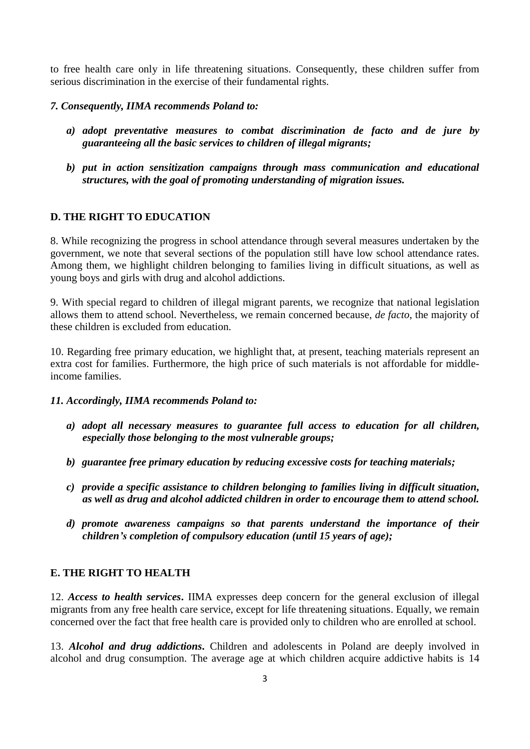to free health care only in life threatening situations. Consequently, these children suffer from serious discrimination in the exercise of their fundamental rights.

***7. Consequently, IIMA recommends Poland to:***

- ***a) adopt preventative measures to combat discrimination de facto and de jure by guaranteeing all the basic services to children of illegal migrants;***
- ***b) put in action sensitization campaigns through mass communication and educational structures, with the goal of promoting understanding of migration issues.***

## D. THE RIGHT TO EDUCATION

8. While recognizing the progress in school attendance through several measures undertaken by the government, we note that several sections of the population still have low school attendance rates. Among them, we highlight children belonging to families living in difficult situations, as well as young boys and girls with drug and alcohol addictions.

9. With special regard to children of illegal migrant parents, we recognize that national legislation allows them to attend school. Nevertheless, we remain concerned because, *de facto*, the majority of these children is excluded from education.

10. Regarding free primary education, we highlight that, at present, teaching materials represent an extra cost for families. Furthermore, the high price of such materials is not affordable for middle-income families.

***11. Accordingly, IIMA recommends Poland to:***

- ***a) adopt all necessary measures to guarantee full access to education for all children, especially those belonging to the most vulnerable groups;***
- ***b) guarantee free primary education by reducing excessive costs for teaching materials;***
- ***c) provide a specific assistance to children belonging to families living in difficult situation, as well as drug and alcohol addicted children in order to encourage them to attend school.***
- ***d) promote awareness campaigns so that parents understand the importance of their children's completion of compulsory education (until 15 years of age);***

## E. THE RIGHT TO HEALTH

12. ***Access to health services***. IIMA expresses deep concern for the general exclusion of illegal migrants from any free health care service, except for life threatening situations. Equally, we remain concerned over the fact that free health care is provided only to children who are enrolled at school.

13. ***Alcohol and drug addictions***. Children and adolescents in Poland are deeply involved in alcohol and drug consumption. The average age at which children acquire addictive habits is 14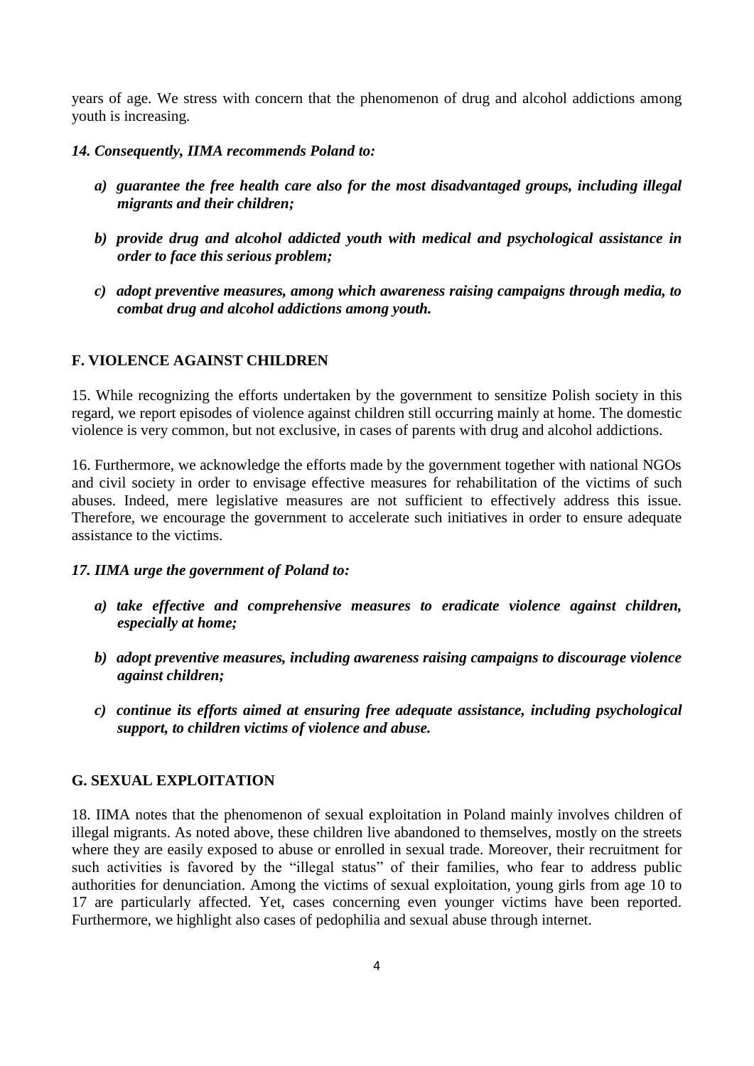years of age. We stress with concern that the phenomenon of drug and alcohol addictions among youth is increasing.

***14. Consequently, IIMA recommends Poland to:***

- ***a) guarantee the free health care also for the most disadvantaged groups, including illegal migrants and their children;***
- ***b) provide drug and alcohol addicted youth with medical and psychological assistance in order to face this serious problem;***
- ***c) adopt preventive measures, among which awareness raising campaigns through media, to combat drug and alcohol addictions among youth.***

## F. VIOLENCE AGAINST CHILDREN

15. While recognizing the efforts undertaken by the government to sensitize Polish society in this regard, we report episodes of violence against children still occurring mainly at home. The domestic violence is very common, but not exclusive, in cases of parents with drug and alcohol addictions.

16. Furthermore, we acknowledge the efforts made by the government together with national NGOs and civil society in order to envisage effective measures for rehabilitation of the victims of such abuses. Indeed, mere legislative measures are not sufficient to effectively address this issue. Therefore, we encourage the government to accelerate such initiatives in order to ensure adequate assistance to the victims.

***17. IIMA urge the government of Poland to:***

- ***a) take effective and comprehensive measures to eradicate violence against children, especially at home;***
- ***b) adopt preventive measures, including awareness raising campaigns to discourage violence against children;***
- ***c) continue its efforts aimed at ensuring free adequate assistance, including psychological support, to children victims of violence and abuse.***

## G. SEXUAL EXPLOITATION

18. IIMA notes that the phenomenon of sexual exploitation in Poland mainly involves children of illegal migrants. As noted above, these children live abandoned to themselves, mostly on the streets where they are easily exposed to abuse or enrolled in sexual trade. Moreover, their recruitment for such activities is favored by the "illegal status" of their families, who fear to address public authorities for denunciation. Among the victims of sexual exploitation, young girls from age 10 to 17 are particularly affected. Yet, cases concerning even younger victims have been reported. Furthermore, we highlight also cases of pedophilia and sexual abuse through internet.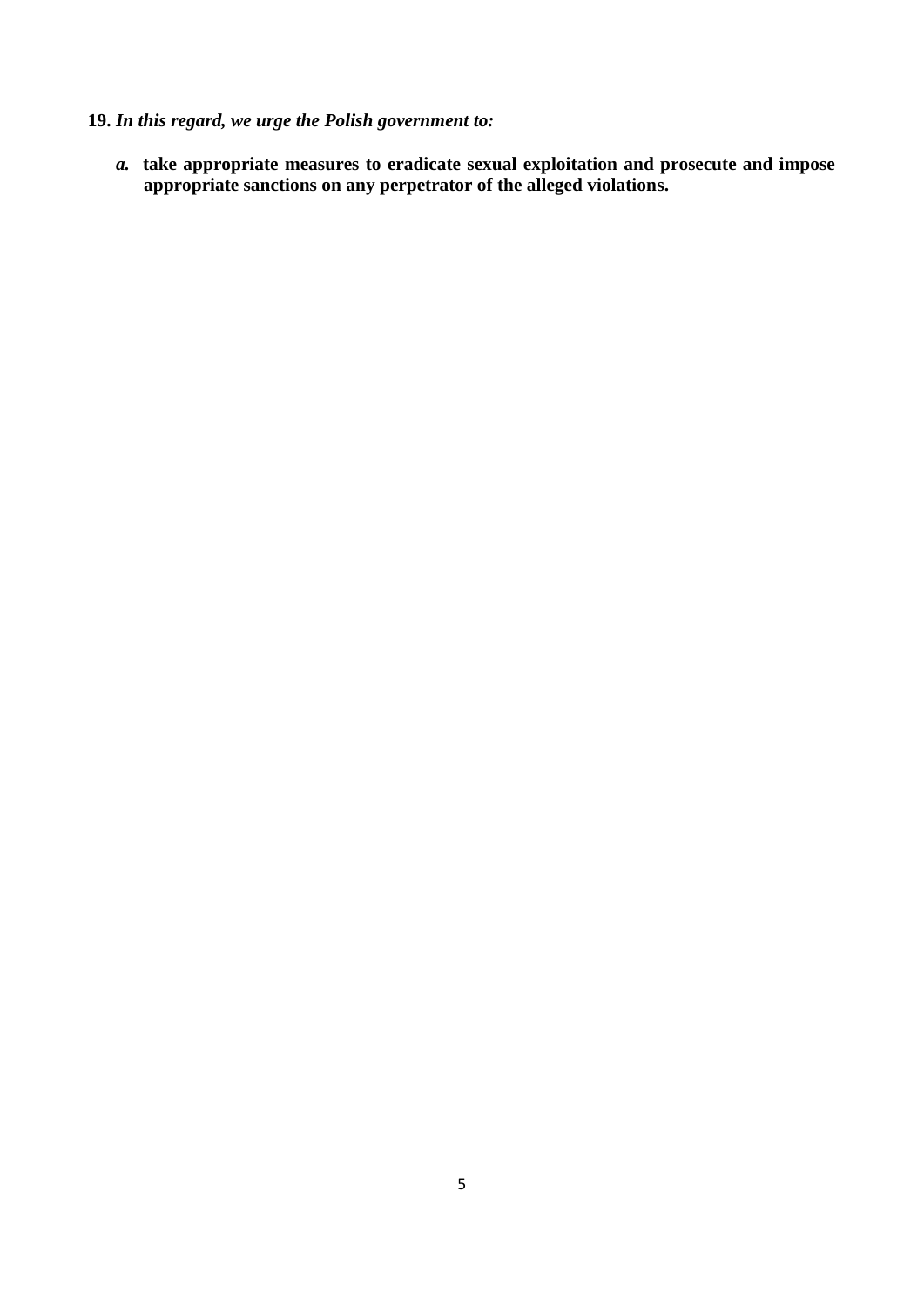**19.** ***In this regard, we urge the Polish government to:***

***a.*** **take appropriate measures to eradicate sexual exploitation and prosecute and impose appropriate sanctions on any perpetrator of the alleged violations.**